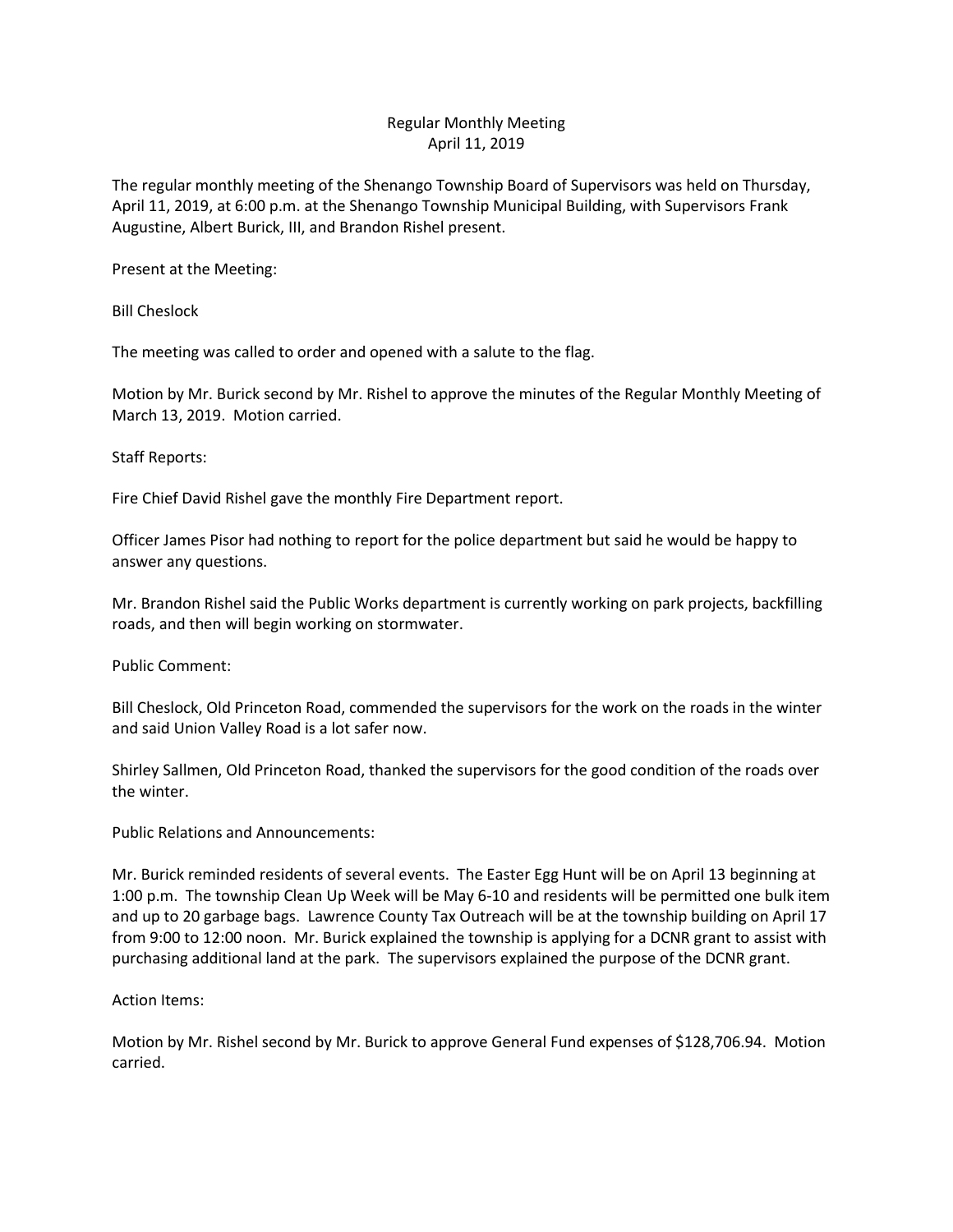# Regular Monthly Meeting
April 11, 2019

The regular monthly meeting of the Shenango Township Board of Supervisors was held on Thursday, April 11, 2019, at 6:00 p.m. at the Shenango Township Municipal Building, with Supervisors Frank Augustine, Albert Burick, III, and Brandon Rishel present.

Present at the Meeting:

Bill Cheslock

The meeting was called to order and opened with a salute to the flag.

Motion by Mr. Burick second by Mr. Rishel to approve the minutes of the Regular Monthly Meeting of March 13, 2019. Motion carried.

Staff Reports:

Fire Chief David Rishel gave the monthly Fire Department report.

Officer James Pisor had nothing to report for the police department but said he would be happy to answer any questions.

Mr. Brandon Rishel said the Public Works department is currently working on park projects, backfilling roads, and then will begin working on stormwater.

Public Comment:

Bill Cheslock, Old Princeton Road, commended the supervisors for the work on the roads in the winter and said Union Valley Road is a lot safer now.

Shirley Sallmen, Old Princeton Road, thanked the supervisors for the good condition of the roads over the winter.

Public Relations and Announcements:

Mr. Burick reminded residents of several events. The Easter Egg Hunt will be on April 13 beginning at 1:00 p.m. The township Clean Up Week will be May 6-10 and residents will be permitted one bulk item and up to 20 garbage bags. Lawrence County Tax Outreach will be at the township building on April 17 from 9:00 to 12:00 noon. Mr. Burick explained the township is applying for a DCNR grant to assist with purchasing additional land at the park. The supervisors explained the purpose of the DCNR grant.

Action Items:

Motion by Mr. Rishel second by Mr. Burick to approve General Fund expenses of $128,706.94. Motion carried.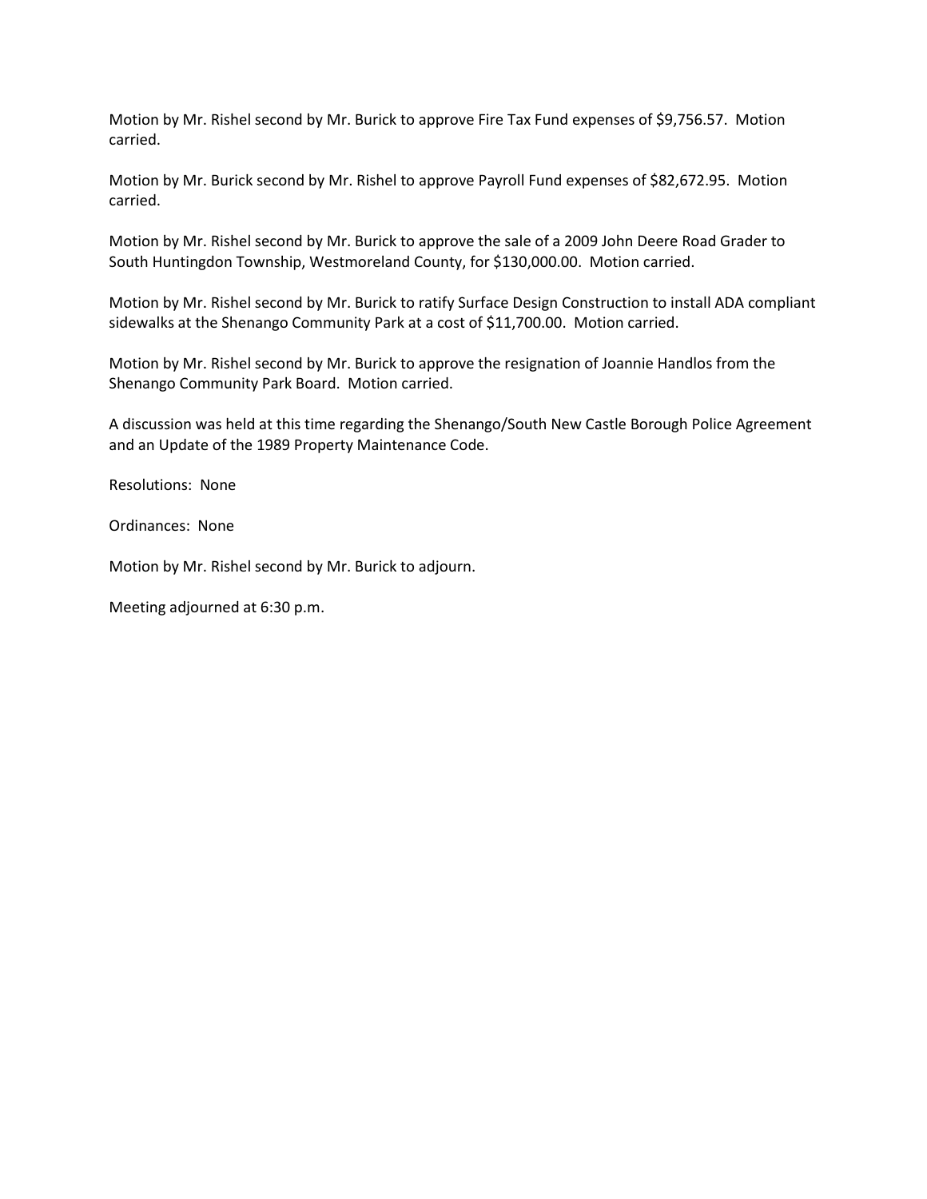Motion by Mr. Rishel second by Mr. Burick to approve Fire Tax Fund expenses of $9,756.57. Motion carried.

Motion by Mr. Burick second by Mr. Rishel to approve Payroll Fund expenses of $82,672.95. Motion carried.

Motion by Mr. Rishel second by Mr. Burick to approve the sale of a 2009 John Deere Road Grader to South Huntingdon Township, Westmoreland County, for $130,000.00. Motion carried.

Motion by Mr. Rishel second by Mr. Burick to ratify Surface Design Construction to install ADA compliant sidewalks at the Shenango Community Park at a cost of $11,700.00. Motion carried.

Motion by Mr. Rishel second by Mr. Burick to approve the resignation of Joannie Handlos from the Shenango Community Park Board. Motion carried.

A discussion was held at this time regarding the Shenango/South New Castle Borough Police Agreement and an Update of the 1989 Property Maintenance Code.

Resolutions: None

Ordinances: None

Motion by Mr. Rishel second by Mr. Burick to adjourn.

Meeting adjourned at 6:30 p.m.